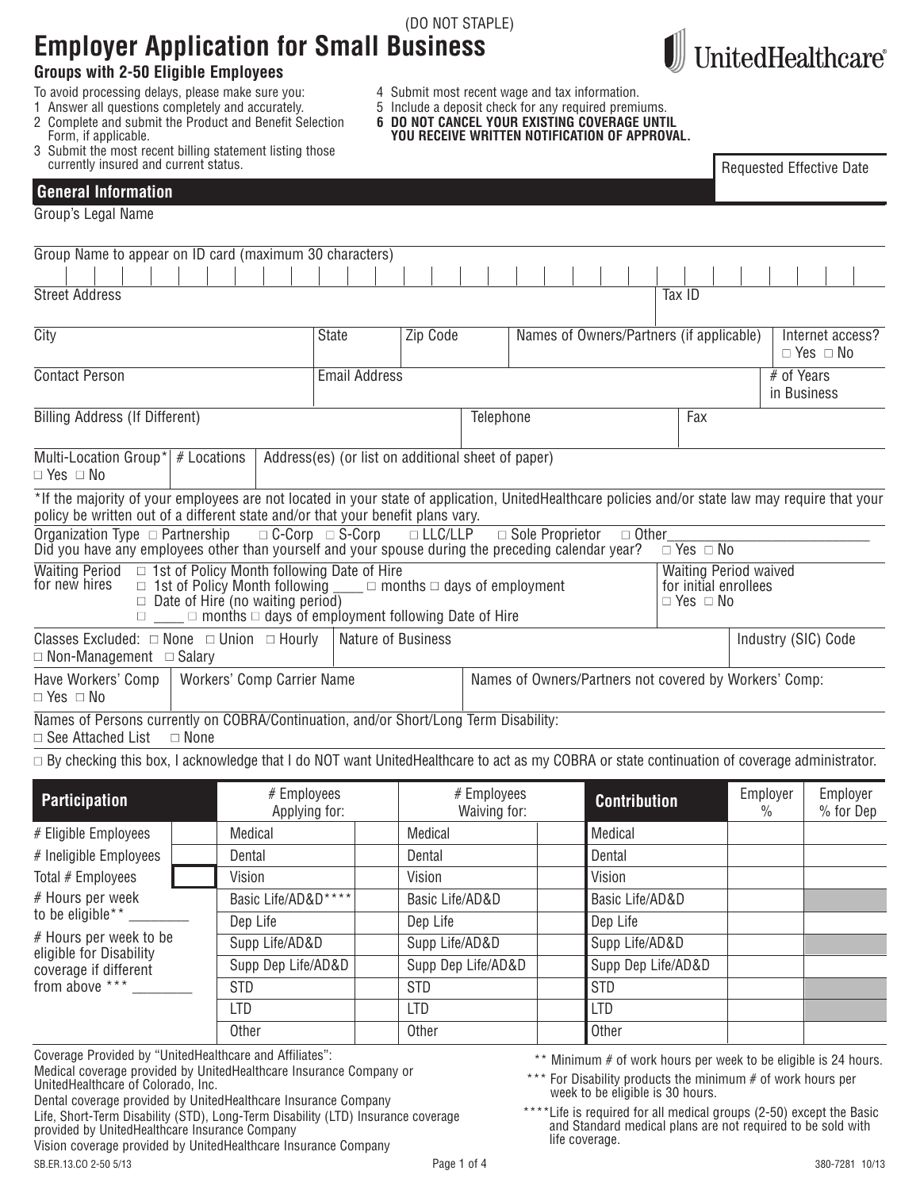(DO NOT STAPLE)

# Employer Application for Small Business

UnitedHealthcare®

## Groups with 2-50 Eligible Employees

To avoid processing delays, please make sure you:

1. Answer all questions completely and accurately.
2. Complete and submit the Product and Benefit Selection Form, if applicable.
3. Submit the most recent billing statement listing those currently insured and current status.
4. Submit most recent wage and tax information.
5. Include a deposit check for any required premiums.
6. **DO NOT CANCEL YOUR EXISTING COVERAGE UNTIL YOU RECEIVE WRITTEN NOTIFICATION OF APPROVAL.**

Requested Effective Date

## General Information

Group's Legal Name

Group Name to appear on ID card (maximum 30 characters)

| Street Address | | | | Tax ID |
|---|---|---|---|---|
| City | State | Zip Code | Names of Owners/Partners (if applicable) | Internet access? □ Yes □ No |
| Contact Person | Email Address | | | # of Years in Business |
| Billing Address (If Different) | | Telephone | Fax | |

| Multi-Location Group* □ Yes □ No | # Locations | Address(es) (or list on additional sheet of paper) |
|---|---|---|

*If the majority of your employees are not located in your state of application, UnitedHealthcare policies and/or state law may require that your policy be written out of a different state and/or that your benefit plans vary.

Organization Type □ Partnership □ C-Corp □ S-Corp □ LLC/LLP □ Sole Proprietor □ Other___________

Did you have any employees other than yourself and your spouse during the preceding calendar year? □ Yes □ No

Waiting Period for new hires
- □ 1st of Policy Month following Date of Hire
- □ 1st of Policy Month following ____ □ months □ days of employment
- □ Date of Hire (no waiting period)
- □ ____ □ months □ days of employment following Date of Hire

Waiting Period waived for initial enrollees □ Yes □ No

| Classes Excluded: □ None □ Union □ Hourly □ Non-Management □ Salary | Nature of Business | Industry (SIC) Code |
|---|---|---|

| Have Workers' Comp □ Yes □ No | Workers' Comp Carrier Name | Names of Owners/Partners not covered by Workers' Comp: |
|---|---|---|

Names of Persons currently on COBRA/Continuation, and/or Short/Long Term Disability:
□ See Attached List □ None

□ By checking this box, I acknowledge that I do NOT want UnitedHealthcare to act as my COBRA or state continuation of coverage administrator.

| Participation | | # Employees Applying for: | | # Employees Waiving for: | | Contribution | Employer % | Employer % for Dep |
|---|---|---|---|---|---|---|---|---|
| # Eligible Employees | | Medical | | Medical | | Medical | | |
| # Ineligible Employees | | Dental | | Dental | | Dental | | |
| Total # Employees | | Vision | | Vision | | Vision | | |
| # Hours per week to be eligible** ________ | | Basic Life/AD&D**** | | Basic Life/AD&D | | Basic Life/AD&D | | |
| | | Dep Life | | Dep Life | | Dep Life | | |
| # Hours per week to be eligible for Disability coverage if different from above *** ________ | | Supp Life/AD&D | | Supp Life/AD&D | | Supp Life/AD&D | | |
| | | Supp Dep Life/AD&D | | Supp Dep Life/AD&D | | Supp Dep Life/AD&D | | |
| | | STD | | STD | | STD | | |
| | | LTD | | LTD | | LTD | | |
| | | Other | | Other | | Other | | |

Coverage Provided by "UnitedHealthcare and Affiliates":
Medical coverage provided by UnitedHealthcare Insurance Company or UnitedHealthcare of Colorado, Inc.
Dental coverage provided by UnitedHealthcare Insurance Company
Life, Short-Term Disability (STD), Long-Term Disability (LTD) Insurance coverage provided by UnitedHealthcare Insurance Company
Vision coverage provided by UnitedHealthcare Insurance Company

** Minimum # of work hours per week to be eligible is 24 hours.

*** For Disability products the minimum # of work hours per week to be eligible is 30 hours.

****Life is required for all medical groups (2-50) except the Basic and Standard medical plans are not required to be sold with life coverage.

SB.ER.13.CO 2-50 5/13 380-7281 10/13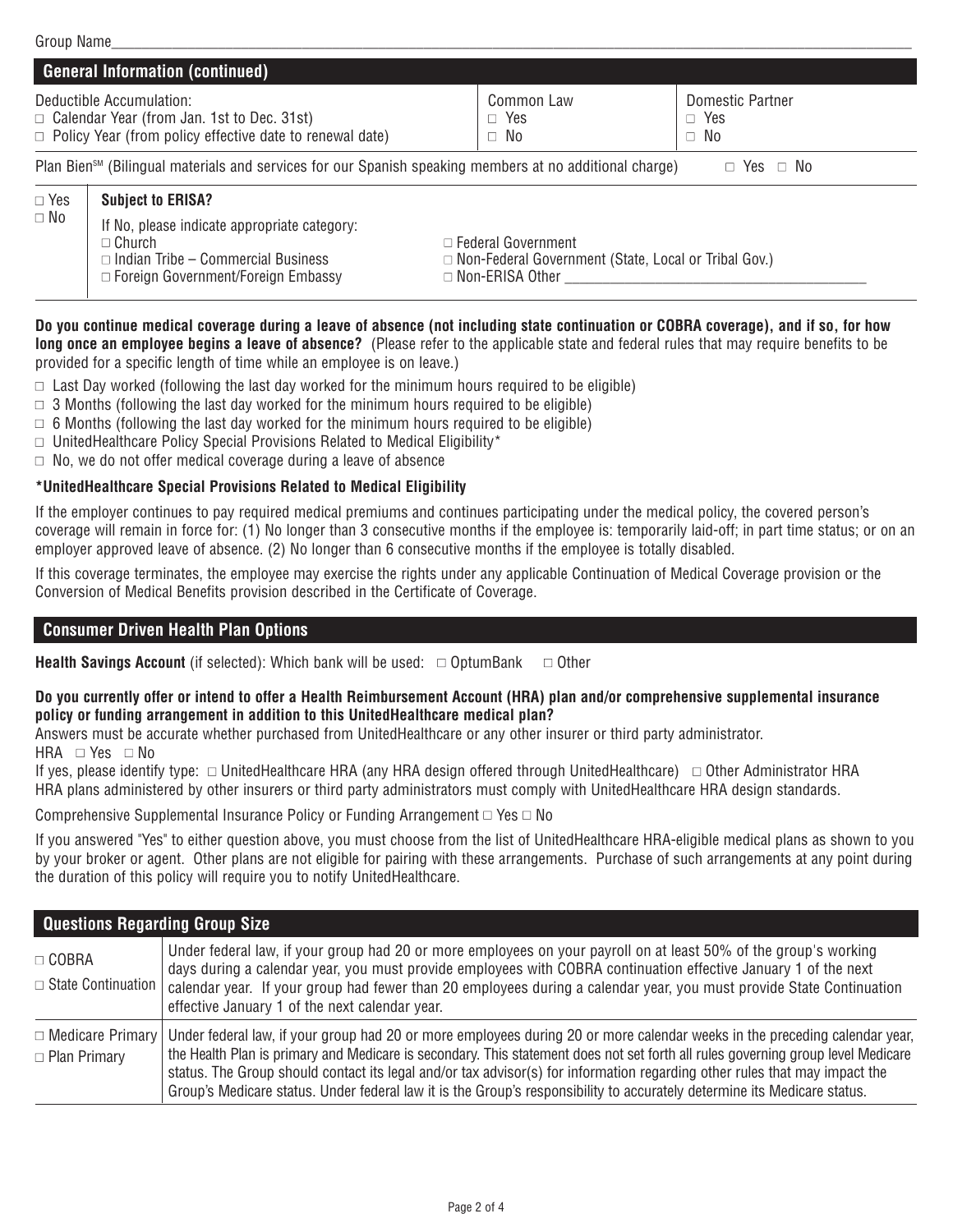Group Name\_\_\_\_\_\_\_\_\_\_\_\_\_\_\_\_\_\_\_\_\_\_\_\_\_\_\_\_\_\_\_\_\_\_\_\_\_\_\_\_\_\_\_\_

## General Information (continued)

| Deductible Accumulation: | Common Law | Domestic Partner |
|---|---|---|
| □ Calendar Year (from Jan. 1st to Dec. 31st)<br>□ Policy Year (from policy effective date to renewal date) | □ Yes<br>□ No | □ Yes<br>□ No |

Plan Bien℠ (Bilingual materials and services for our Spanish speaking members at no additional charge) □ Yes □ No

□ Yes
□ No

**Subject to ERISA?**

If No, please indicate appropriate category:

- □ Church
- □ Indian Tribe – Commercial Business
- □ Foreign Government/Foreign Embassy
- □ Federal Government
- □ Non-Federal Government (State, Local or Tribal Gov.)
- □ Non-ERISA Other \_\_\_\_\_\_\_\_\_\_\_\_\_\_\_\_\_\_\_\_

**Do you continue medical coverage during a leave of absence (not including state continuation or COBRA coverage), and if so, for how long once an employee begins a leave of absence?** (Please refer to the applicable state and federal rules that may require benefits to be provided for a specific length of time while an employee is on leave.)

- □ Last Day worked (following the last day worked for the minimum hours required to be eligible)
- □ 3 Months (following the last day worked for the minimum hours required to be eligible)
- □ 6 Months (following the last day worked for the minimum hours required to be eligible)
- □ UnitedHealthcare Policy Special Provisions Related to Medical Eligibility*
- □ No, we do not offer medical coverage during a leave of absence

**\*UnitedHealthcare Special Provisions Related to Medical Eligibility**

If the employer continues to pay required medical premiums and continues participating under the medical policy, the covered person's coverage will remain in force for: (1) No longer than 3 consecutive months if the employee is: temporarily laid-off; in part time status; or on an employer approved leave of absence. (2) No longer than 6 consecutive months if the employee is totally disabled.

If this coverage terminates, the employee may exercise the rights under any applicable Continuation of Medical Coverage provision or the Conversion of Medical Benefits provision described in the Certificate of Coverage.

## Consumer Driven Health Plan Options

**Health Savings Account** (if selected): Which bank will be used: □ OptumBank □ Other

**Do you currently offer or intend to offer a Health Reimbursement Account (HRA) plan and/or comprehensive supplemental insurance policy or funding arrangement in addition to this UnitedHealthcare medical plan?**

Answers must be accurate whether purchased from UnitedHealthcare or any other insurer or third party administrator.

HRA □ Yes □ No

If yes, please identify type: □ UnitedHealthcare HRA (any HRA design offered through UnitedHealthcare) □ Other Administrator HRA

HRA plans administered by other insurers or third party administrators must comply with UnitedHealthcare HRA design standards.

Comprehensive Supplemental Insurance Policy or Funding Arrangement □ Yes □ No

If you answered "Yes" to either question above, you must choose from the list of UnitedHealthcare HRA-eligible medical plans as shown to you by your broker or agent. Other plans are not eligible for pairing with these arrangements. Purchase of such arrangements at any point during the duration of this policy will require you to notify UnitedHealthcare.

## Questions Regarding Group Size

| | |
|---|---|
| □ COBRA<br>□ State Continuation | Under federal law, if your group had 20 or more employees on your payroll on at least 50% of the group's working days during a calendar year, you must provide employees with COBRA continuation effective January 1 of the next calendar year. If your group had fewer than 20 employees during a calendar year, you must provide State Continuation effective January 1 of the next calendar year. |
| □ Medicare Primary<br>□ Plan Primary | Under federal law, if your group had 20 or more employees during 20 or more calendar weeks in the preceding calendar year, the Health Plan is primary and Medicare is secondary. This statement does not set forth all rules governing group level Medicare status. The Group should contact its legal and/or tax advisor(s) for information regarding other rules that may impact the Group's Medicare status. Under federal law it is the Group's responsibility to accurately determine its Medicare status. |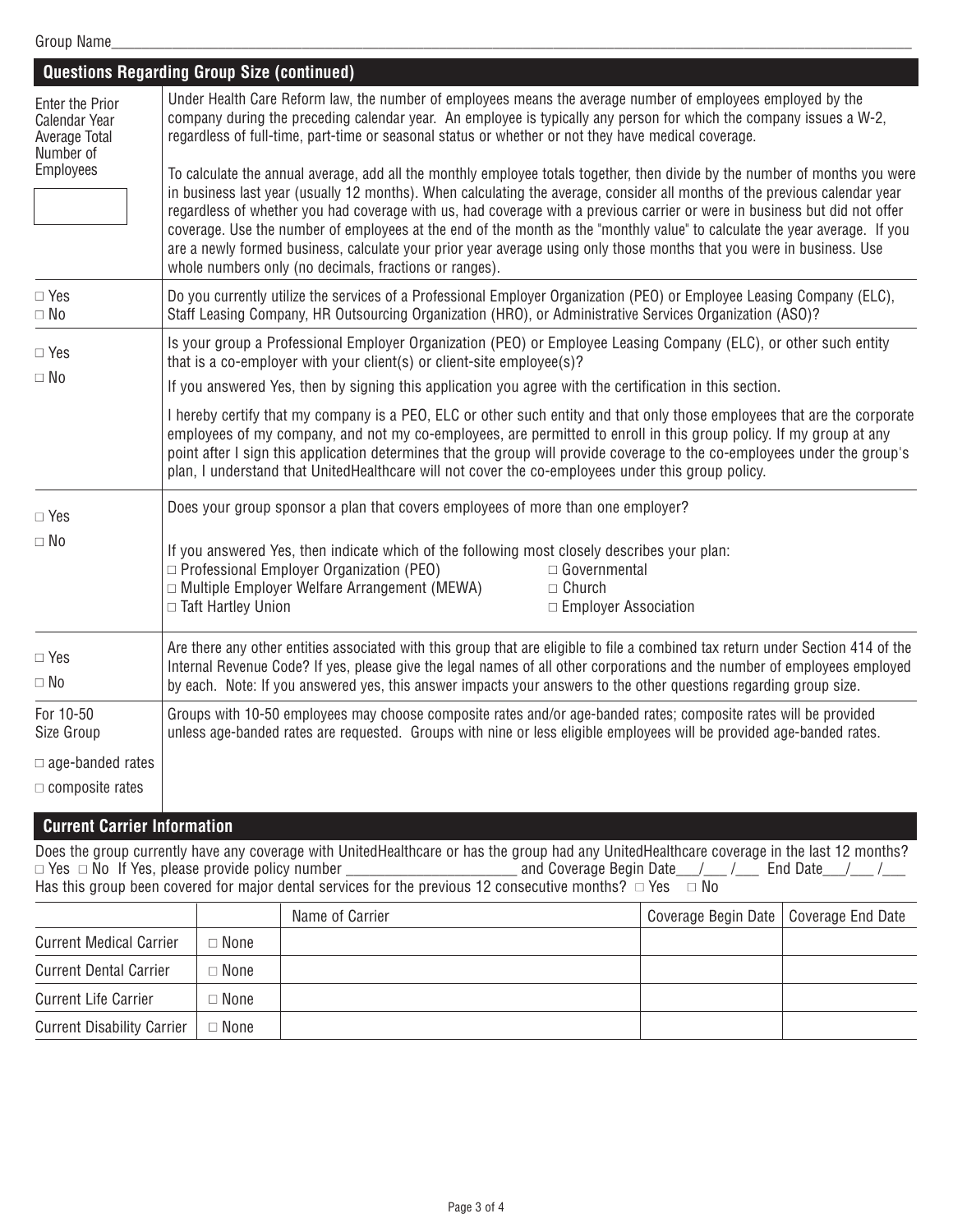Group Name\_\_\_\_\_\_\_\_\_\_\_\_\_\_\_\_\_\_\_\_\_\_\_\_\_\_\_\_\_\_\_\_\_\_\_\_\_\_\_\_\_\_\_\_\_\_\_\_

## Questions Regarding Group Size (continued)

| | |
|---|---|
| Enter the Prior Calendar Year Average Total Number of Employees<br><br>☐ | Under Health Care Reform law, the number of employees means the average number of employees employed by the company during the preceding calendar year. An employee is typically any person for which the company issues a W-2, regardless of full-time, part-time or seasonal status or whether or not they have medical coverage.<br><br>To calculate the annual average, add all the monthly employee totals together, then divide by the number of months you were in business last year (usually 12 months). When calculating the average, consider all months of the previous calendar year regardless of whether you had coverage with us, had coverage with a previous carrier or were in business but did not offer coverage. Use the number of employees at the end of the month as the "monthly value" to calculate the year average. If you are a newly formed business, calculate your prior year average using only those months that you were in business. Use whole numbers only (no decimals, fractions or ranges). |
| □ Yes<br>□ No | Do you currently utilize the services of a Professional Employer Organization (PEO) or Employee Leasing Company (ELC), Staff Leasing Company, HR Outsourcing Organization (HRO), or Administrative Services Organization (ASO)? |
| □ Yes<br>□ No | Is your group a Professional Employer Organization (PEO) or Employee Leasing Company (ELC), or other such entity that is a co-employer with your client(s) or client-site employee(s)?<br><br>If you answered Yes, then by signing this application you agree with the certification in this section.<br><br>I hereby certify that my company is a PEO, ELC or other such entity and that only those employees that are the corporate employees of my company, and not my co-employees, are permitted to enroll in this group policy. If my group at any point after I sign this application determines that the group will provide coverage to the co-employees under the group's plan, I understand that UnitedHealthcare will not cover the co-employees under this group policy. |
| □ Yes<br>□ No | Does your group sponsor a plan that covers employees of more than one employer?<br><br>If you answered Yes, then indicate which of the following most closely describes your plan:<br>□ Professional Employer Organization (PEO) □ Governmental<br>□ Multiple Employer Welfare Arrangement (MEWA) □ Church<br>□ Taft Hartley Union □ Employer Association |
| □ Yes<br>□ No | Are there any other entities associated with this group that are eligible to file a combined tax return under Section 414 of the Internal Revenue Code? If yes, please give the legal names of all other corporations and the number of employees employed by each. Note: If you answered yes, this answer impacts your answers to the other questions regarding group size. |
| For 10-50 Size Group<br><br>□ age-banded rates<br>□ composite rates | Groups with 10-50 employees may choose composite rates and/or age-banded rates; composite rates will be provided unless age-banded rates are requested. Groups with nine or less eligible employees will be provided age-banded rates. |

## Current Carrier Information

Does the group currently have any coverage with UnitedHealthcare or has the group had any UnitedHealthcare coverage in the last 12 months?
□ Yes □ No If Yes, please provide policy number \_\_\_\_\_\_\_\_\_\_\_\_\_\_\_\_\_\_\_\_\_\_ and Coverage Begin Date\_\_\_/\_\_\_ /\_\_\_ End Date\_\_\_/\_\_\_ /\_\_\_
Has this group been covered for major dental services for the previous 12 consecutive months? □ Yes □ No

| | | Name of Carrier | Coverage Begin Date | Coverage End Date |
|---|---|---|---|---|
| Current Medical Carrier | □ None | | | |
| Current Dental Carrier | □ None | | | |
| Current Life Carrier | □ None | | | |
| Current Disability Carrier | □ None | | | |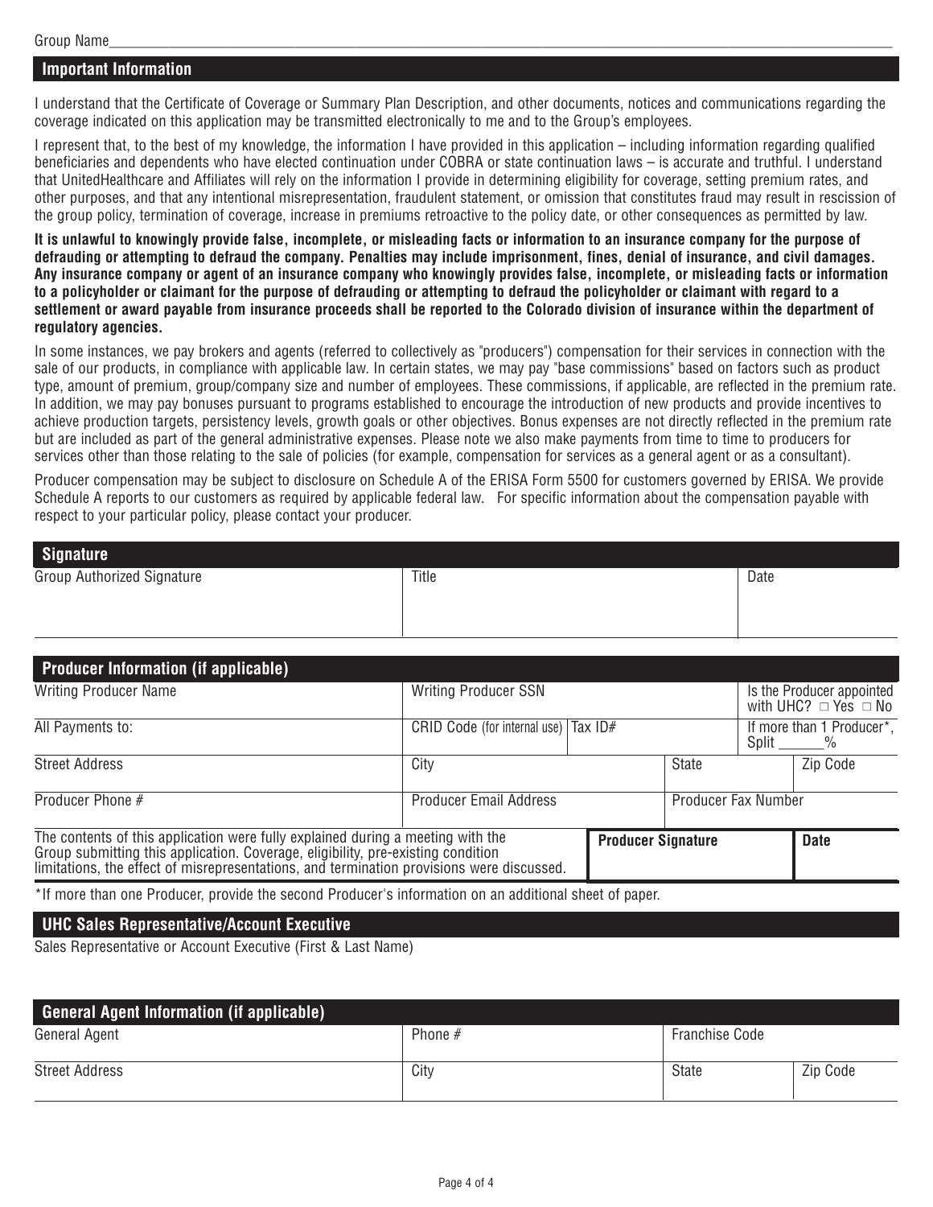Group Name\_\_\_\_\_\_\_\_\_\_\_\_\_\_\_\_\_\_\_\_\_\_\_\_\_\_\_\_\_\_\_\_\_\_\_\_\_\_\_\_

## Important Information

I understand that the Certificate of Coverage or Summary Plan Description, and other documents, notices and communications regarding the coverage indicated on this application may be transmitted electronically to me and to the Group's employees.

I represent that, to the best of my knowledge, the information I have provided in this application – including information regarding qualified beneficiaries and dependents who have elected continuation under COBRA or state continuation laws – is accurate and truthful. I understand that UnitedHealthcare and Affiliates will rely on the information I provide in determining eligibility for coverage, setting premium rates, and other purposes, and that any intentional misrepresentation, fraudulent statement, or omission that constitutes fraud may result in rescission of the group policy, termination of coverage, increase in premiums retroactive to the policy date, or other consequences as permitted by law.

**It is unlawful to knowingly provide false, incomplete, or misleading facts or information to an insurance company for the purpose of defrauding or attempting to defraud the company. Penalties may include imprisonment, fines, denial of insurance, and civil damages. Any insurance company or agent of an insurance company who knowingly provides false, incomplete, or misleading facts or information to a policyholder or claimant for the purpose of defrauding or attempting to defraud the policyholder or claimant with regard to a settlement or award payable from insurance proceeds shall be reported to the Colorado division of insurance within the department of regulatory agencies.**

In some instances, we pay brokers and agents (referred to collectively as "producers") compensation for their services in connection with the sale of our products, in compliance with applicable law. In certain states, we may pay "base commissions" based on factors such as product type, amount of premium, group/company size and number of employees. These commissions, if applicable, are reflected in the premium rate. In addition, we may pay bonuses pursuant to programs established to encourage the introduction of new products and provide incentives to achieve production targets, persistency levels, growth goals or other objectives. Bonus expenses are not directly reflected in the premium rate but are included as part of the general administrative expenses. Please note we also make payments from time to time to producers for services other than those relating to the sale of policies (for example, compensation for services as a general agent or as a consultant).

Producer compensation may be subject to disclosure on Schedule A of the ERISA Form 5500 for customers governed by ERISA. We provide Schedule A reports to our customers as required by applicable federal law. For specific information about the compensation payable with respect to your particular policy, please contact your producer.

## Signature

| Group Authorized Signature | Title | Date |
| --- | --- | --- |
| | | |

## Producer Information (if applicable)

| | | | |
| --- | --- | --- | --- |
| Writing Producer Name | Writing Producer SSN | | Is the Producer appointed with UHC? ☐ Yes ☐ No |
| All Payments to: | CRID Code (for internal use) | Tax ID# | If more than 1 Producer*, Split \_\_\_\_\_\_% |
| Street Address | City | State | Zip Code |
| Producer Phone # | Producer Email Address | Producer Fax Number | |
| The contents of this application were fully explained during a meeting with the Group submitting this application. Coverage, eligibility, pre-existing condition limitations, the effect of misrepresentations, and termination provisions were discussed. | **Producer Signature** | | **Date** |

*If more than one Producer, provide the second Producer's information on an additional sheet of paper.

## UHC Sales Representative/Account Executive

Sales Representative or Account Executive (First & Last Name)

## General Agent Information (if applicable)

| | | | |
| --- | --- | --- | --- |
| General Agent | Phone # | Franchise Code | |
| Street Address | City | State | Zip Code |